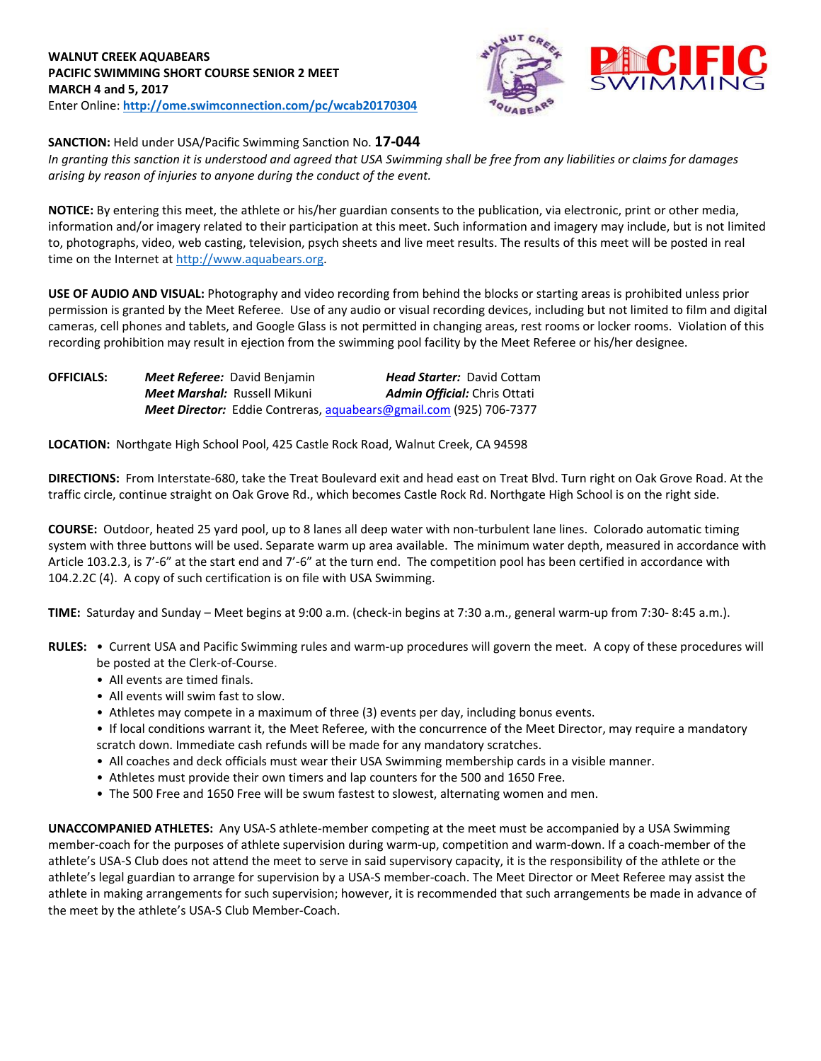**WALNUT CREEK AQUABEARS**
**PACIFIC SWIMMING SHORT COURSE SENIOR 2 MEET**
**MARCH 4 and 5, 2017**
Enter Online: **http://ome.swimconnection.com/pc/wcab20170304**

**SANCTION:** Held under USA/Pacific Swimming Sanction No. **17-044**
*In granting this sanction it is understood and agreed that USA Swimming shall be free from any liabilities or claims for damages arising by reason of injuries to anyone during the conduct of the event.*

**NOTICE:** By entering this meet, the athlete or his/her guardian consents to the publication, via electronic, print or other media, information and/or imagery related to their participation at this meet. Such information and imagery may include, but is not limited to, photographs, video, web casting, television, psych sheets and live meet results. The results of this meet will be posted in real time on the Internet at http://www.aquabears.org.

**USE OF AUDIO AND VISUAL:** Photography and video recording from behind the blocks or starting areas is prohibited unless prior permission is granted by the Meet Referee. Use of any audio or visual recording devices, including but not limited to film and digital cameras, cell phones and tablets, and Google Glass is not permitted in changing areas, rest rooms or locker rooms. Violation of this recording prohibition may result in ejection from the swimming pool facility by the Meet Referee or his/her designee.

**OFFICIALS:** ***Meet Referee:*** David Benjamin ***Head Starter:*** David Cottam
***Meet Marshal:*** Russell Mikuni ***Admin Official:*** Chris Ottati
***Meet Director:*** Eddie Contreras, aquabears@gmail.com (925) 706-7377

**LOCATION:** Northgate High School Pool, 425 Castle Rock Road, Walnut Creek, CA 94598

**DIRECTIONS:** From Interstate-680, take the Treat Boulevard exit and head east on Treat Blvd. Turn right on Oak Grove Road. At the traffic circle, continue straight on Oak Grove Rd., which becomes Castle Rock Rd. Northgate High School is on the right side.

**COURSE:** Outdoor, heated 25 yard pool, up to 8 lanes all deep water with non-turbulent lane lines. Colorado automatic timing system with three buttons will be used. Separate warm up area available. The minimum water depth, measured in accordance with Article 103.2.3, is 7'-6" at the start end and 7'-6" at the turn end. The competition pool has been certified in accordance with 104.2.2C (4). A copy of such certification is on file with USA Swimming.

**TIME:** Saturday and Sunday – Meet begins at 9:00 a.m. (check-in begins at 7:30 a.m., general warm-up from 7:30- 8:45 a.m.).

**RULES:**
- Current USA and Pacific Swimming rules and warm-up procedures will govern the meet. A copy of these procedures will be posted at the Clerk-of-Course.
- All events are timed finals.
- All events will swim fast to slow.
- Athletes may compete in a maximum of three (3) events per day, including bonus events.
- If local conditions warrant it, the Meet Referee, with the concurrence of the Meet Director, may require a mandatory scratch down. Immediate cash refunds will be made for any mandatory scratches.
- All coaches and deck officials must wear their USA Swimming membership cards in a visible manner.
- Athletes must provide their own timers and lap counters for the 500 and 1650 Free.
- The 500 Free and 1650 Free will be swum fastest to slowest, alternating women and men.

**UNACCOMPANIED ATHLETES:** Any USA-S athlete-member competing at the meet must be accompanied by a USA Swimming member-coach for the purposes of athlete supervision during warm-up, competition and warm-down. If a coach-member of the athlete's USA-S Club does not attend the meet to serve in said supervisory capacity, it is the responsibility of the athlete or the athlete's legal guardian to arrange for supervision by a USA-S member-coach. The Meet Director or Meet Referee may assist the athlete in making arrangements for such supervision; however, it is recommended that such arrangements be made in advance of the meet by the athlete's USA-S Club Member-Coach.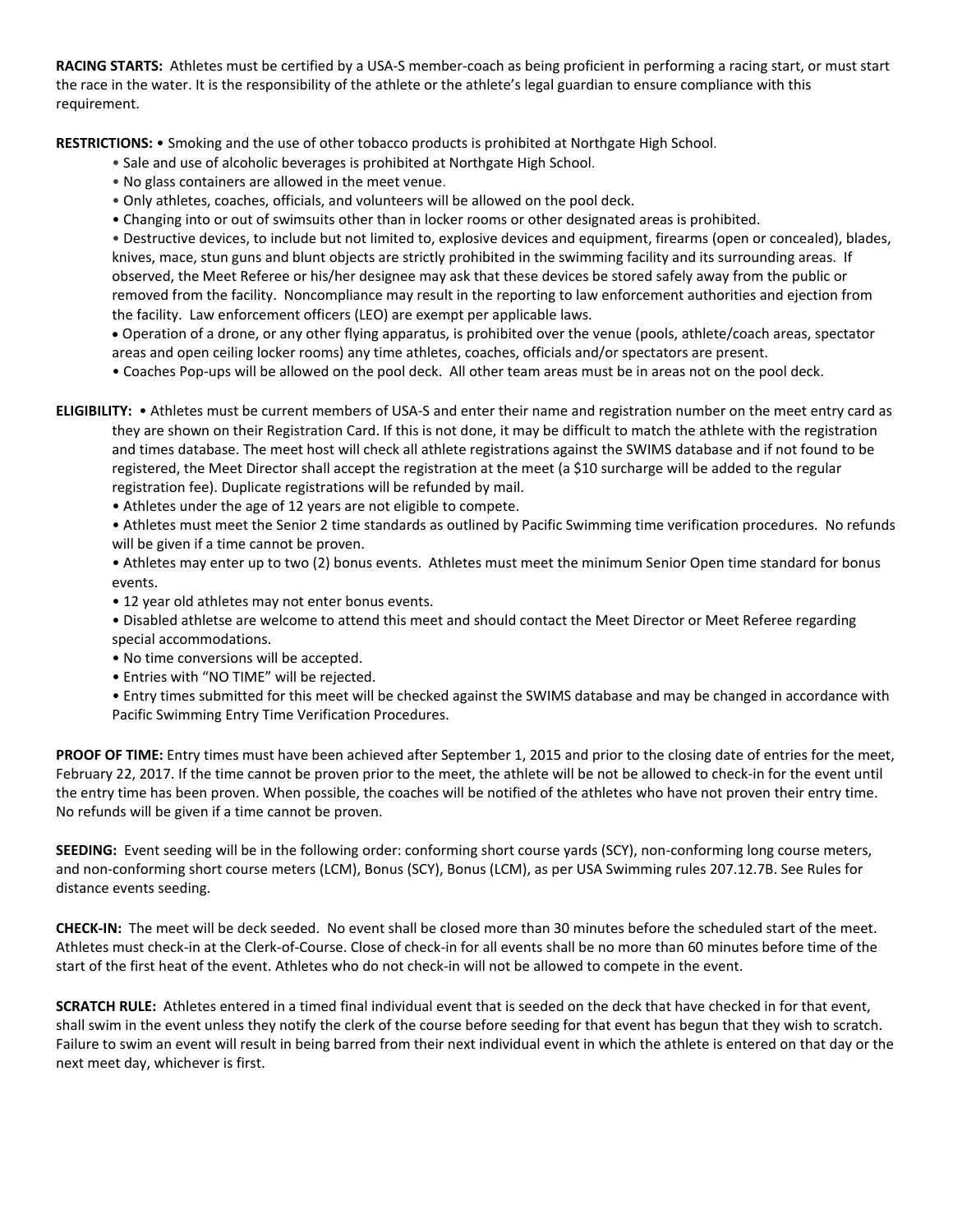**RACING STARTS:** Athletes must be certified by a USA-S member-coach as being proficient in performing a racing start, or must start the race in the water. It is the responsibility of the athlete or the athlete's legal guardian to ensure compliance with this requirement.

**RESTRICTIONS:** • Smoking and the use of other tobacco products is prohibited at Northgate High School.

- Sale and use of alcoholic beverages is prohibited at Northgate High School.
- No glass containers are allowed in the meet venue.
- Only athletes, coaches, officials, and volunteers will be allowed on the pool deck.
- Changing into or out of swimsuits other than in locker rooms or other designated areas is prohibited.
- Destructive devices, to include but not limited to, explosive devices and equipment, firearms (open or concealed), blades, knives, mace, stun guns and blunt objects are strictly prohibited in the swimming facility and its surrounding areas. If observed, the Meet Referee or his/her designee may ask that these devices be stored safely away from the public or removed from the facility. Noncompliance may result in the reporting to law enforcement authorities and ejection from the facility. Law enforcement officers (LEO) are exempt per applicable laws.
- Operation of a drone, or any other flying apparatus, is prohibited over the venue (pools, athlete/coach areas, spectator areas and open ceiling locker rooms) any time athletes, coaches, officials and/or spectators are present.
- Coaches Pop-ups will be allowed on the pool deck. All other team areas must be in areas not on the pool deck.

**ELIGIBILITY:** • Athletes must be current members of USA-S and enter their name and registration number on the meet entry card as they are shown on their Registration Card. If this is not done, it may be difficult to match the athlete with the registration and times database. The meet host will check all athlete registrations against the SWIMS database and if not found to be registered, the Meet Director shall accept the registration at the meet (a $10 surcharge will be added to the regular registration fee). Duplicate registrations will be refunded by mail.

- Athletes under the age of 12 years are not eligible to compete.
- Athletes must meet the Senior 2 time standards as outlined by Pacific Swimming time verification procedures. No refunds will be given if a time cannot be proven.
- Athletes may enter up to two (2) bonus events. Athletes must meet the minimum Senior Open time standard for bonus events.
- 12 year old athletes may not enter bonus events.
- Disabled athletse are welcome to attend this meet and should contact the Meet Director or Meet Referee regarding special accommodations.
- No time conversions will be accepted.
- Entries with "NO TIME" will be rejected.
- Entry times submitted for this meet will be checked against the SWIMS database and may be changed in accordance with Pacific Swimming Entry Time Verification Procedures.

**PROOF OF TIME:** Entry times must have been achieved after September 1, 2015 and prior to the closing date of entries for the meet, February 22, 2017. If the time cannot be proven prior to the meet, the athlete will be not be allowed to check-in for the event until the entry time has been proven. When possible, the coaches will be notified of the athletes who have not proven their entry time. No refunds will be given if a time cannot be proven.

**SEEDING:** Event seeding will be in the following order: conforming short course yards (SCY), non-conforming long course meters, and non-conforming short course meters (LCM), Bonus (SCY), Bonus (LCM), as per USA Swimming rules 207.12.7B. See Rules for distance events seeding.

**CHECK-IN:** The meet will be deck seeded. No event shall be closed more than 30 minutes before the scheduled start of the meet. Athletes must check-in at the Clerk-of-Course. Close of check-in for all events shall be no more than 60 minutes before time of the start of the first heat of the event. Athletes who do not check-in will not be allowed to compete in the event.

**SCRATCH RULE:** Athletes entered in a timed final individual event that is seeded on the deck that have checked in for that event, shall swim in the event unless they notify the clerk of the course before seeding for that event has begun that they wish to scratch. Failure to swim an event will result in being barred from their next individual event in which the athlete is entered on that day or the next meet day, whichever is first.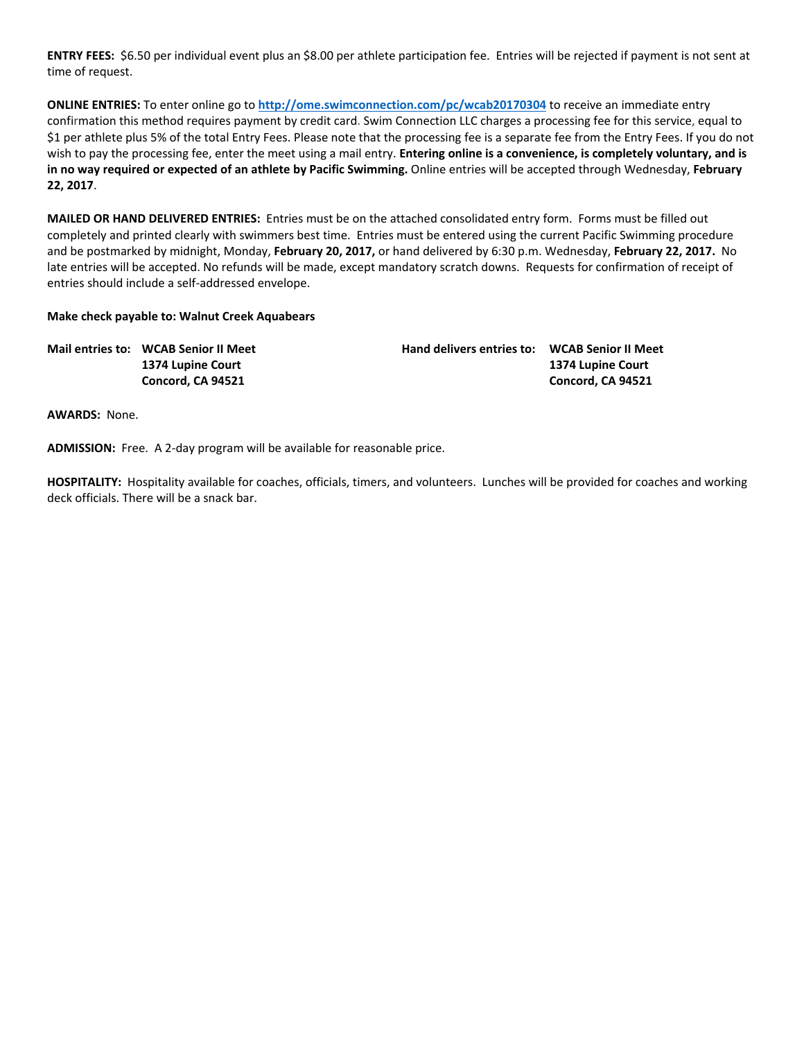**ENTRY FEES:** $6.50 per individual event plus an $8.00 per athlete participation fee. Entries will be rejected if payment is not sent at time of request.

**ONLINE ENTRIES:** To enter online go to **http://ome.swimconnection.com/pc/wcab20170304** to receive an immediate entry confirmation this method requires payment by credit card. Swim Connection LLC charges a processing fee for this service, equal to $1 per athlete plus 5% of the total Entry Fees. Please note that the processing fee is a separate fee from the Entry Fees. If you do not wish to pay the processing fee, enter the meet using a mail entry. **Entering online is a convenience, is completely voluntary, and is in no way required or expected of an athlete by Pacific Swimming.** Online entries will be accepted through Wednesday, **February 22, 2017**.

**MAILED OR HAND DELIVERED ENTRIES:** Entries must be on the attached consolidated entry form. Forms must be filled out completely and printed clearly with swimmers best time. Entries must be entered using the current Pacific Swimming procedure and be postmarked by midnight, Monday, **February 20, 2017,** or hand delivered by 6:30 p.m. Wednesday, **February 22, 2017.** No late entries will be accepted. No refunds will be made, except mandatory scratch downs. Requests for confirmation of receipt of entries should include a self-addressed envelope.

**Make check payable to: Walnut Creek Aquabears**

**Mail entries to:** **WCAB Senior II Meet**
**1374 Lupine Court**
**Concord, CA 94521**

**Hand delivers entries to:** **WCAB Senior II Meet**
**1374 Lupine Court**
**Concord, CA 94521**

**AWARDS:** None.

**ADMISSION:** Free. A 2-day program will be available for reasonable price.

**HOSPITALITY:** Hospitality available for coaches, officials, timers, and volunteers. Lunches will be provided for coaches and working deck officials. There will be a snack bar.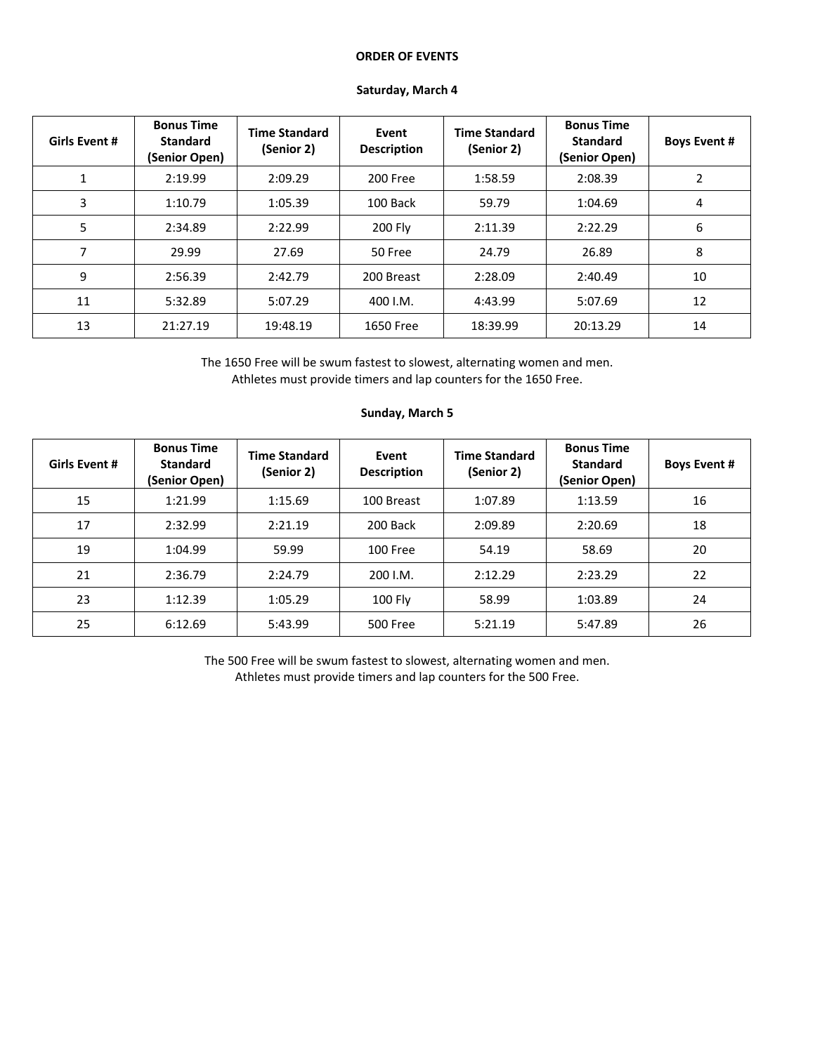**ORDER OF EVENTS**

**Saturday, March 4**

| Girls Event # | Bonus Time Standard (Senior Open) | Time Standard (Senior 2) | Event Description | Time Standard (Senior 2) | Bonus Time Standard (Senior Open) | Boys Event # |
| --- | --- | --- | --- | --- | --- | --- |
| 1 | 2:19.99 | 2:09.29 | 200 Free | 1:58.59 | 2:08.39 | 2 |
| 3 | 1:10.79 | 1:05.39 | 100 Back | 59.79 | 1:04.69 | 4 |
| 5 | 2:34.89 | 2:22.99 | 200 Fly | 2:11.39 | 2:22.29 | 6 |
| 7 | 29.99 | 27.69 | 50 Free | 24.79 | 26.89 | 8 |
| 9 | 2:56.39 | 2:42.79 | 200 Breast | 2:28.09 | 2:40.49 | 10 |
| 11 | 5:32.89 | 5:07.29 | 400 I.M. | 4:43.99 | 5:07.69 | 12 |
| 13 | 21:27.19 | 19:48.19 | 1650 Free | 18:39.99 | 20:13.29 | 14 |

The 1650 Free will be swum fastest to slowest, alternating women and men.
Athletes must provide timers and lap counters for the 1650 Free.

**Sunday, March 5**

| Girls Event # | Bonus Time Standard (Senior Open) | Time Standard (Senior 2) | Event Description | Time Standard (Senior 2) | Bonus Time Standard (Senior Open) | Boys Event # |
| --- | --- | --- | --- | --- | --- | --- |
| 15 | 1:21.99 | 1:15.69 | 100 Breast | 1:07.89 | 1:13.59 | 16 |
| 17 | 2:32.99 | 2:21.19 | 200 Back | 2:09.89 | 2:20.69 | 18 |
| 19 | 1:04.99 | 59.99 | 100 Free | 54.19 | 58.69 | 20 |
| 21 | 2:36.79 | 2:24.79 | 200 I.M. | 2:12.29 | 2:23.29 | 22 |
| 23 | 1:12.39 | 1:05.29 | 100 Fly | 58.99 | 1:03.89 | 24 |
| 25 | 6:12.69 | 5:43.99 | 500 Free | 5:21.19 | 5:47.89 | 26 |

The 500 Free will be swum fastest to slowest, alternating women and men.
Athletes must provide timers and lap counters for the 500 Free.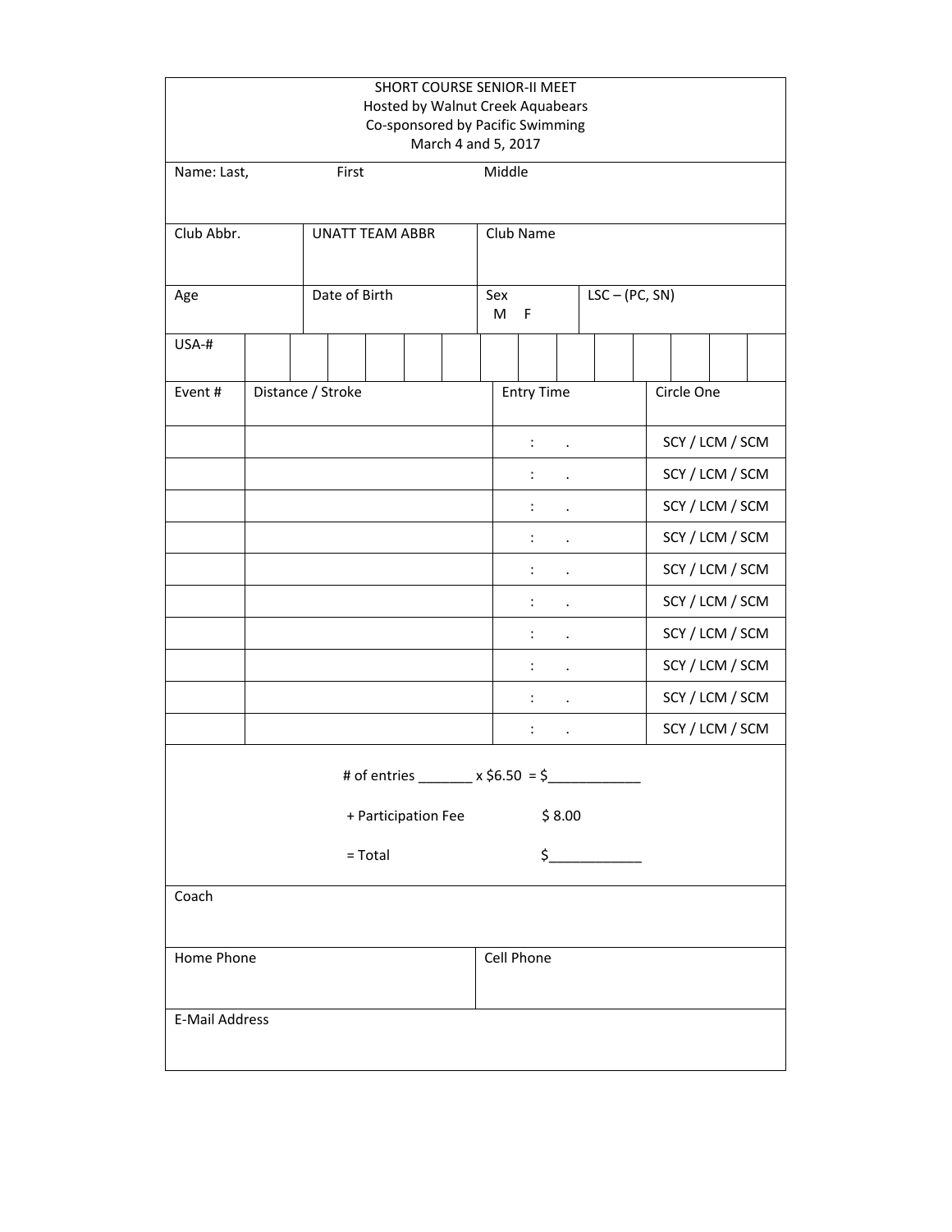SHORT COURSE SENIOR-II MEET
Hosted by Walnut Creek Aquabears
Co-sponsored by Pacific Swimming
March 4 and 5, 2017

| | | | | | | | | | | | | | | |
|---|---|---|---|---|---|---|---|---|---|---|---|---|---|---|
| Name: Last, First Middle | | | | | | | | | | | | | | |
| Club Abbr. | UNATT TEAM ABBR | | Club Name | | | | | | | | | | | |
| Age | Date of Birth | | Sex M F | | LSC – (PC, SN) | | | | | | | | | |
| USA-# | | | | | | | | | | | | | | |

| Event # | Distance / Stroke | Entry Time | Circle One |
|---|---|---|---|
| | | : . | SCY / LCM / SCM |
| | | : . | SCY / LCM / SCM |
| | | : . | SCY / LCM / SCM |
| | | : . | SCY / LCM / SCM |
| | | : . | SCY / LCM / SCM |
| | | : . | SCY / LCM / SCM |
| | | : . | SCY / LCM / SCM |
| | | : . | SCY / LCM / SCM |
| | | : . | SCY / LCM / SCM |
| | | : . | SCY / LCM / SCM |

# of entries _______ x $6.50 = $____________

+ Participation Fee $ 8.00

= Total $____________

| | |
|---|---|
| Coach | |
| Home Phone | Cell Phone |
| E-Mail Address | |